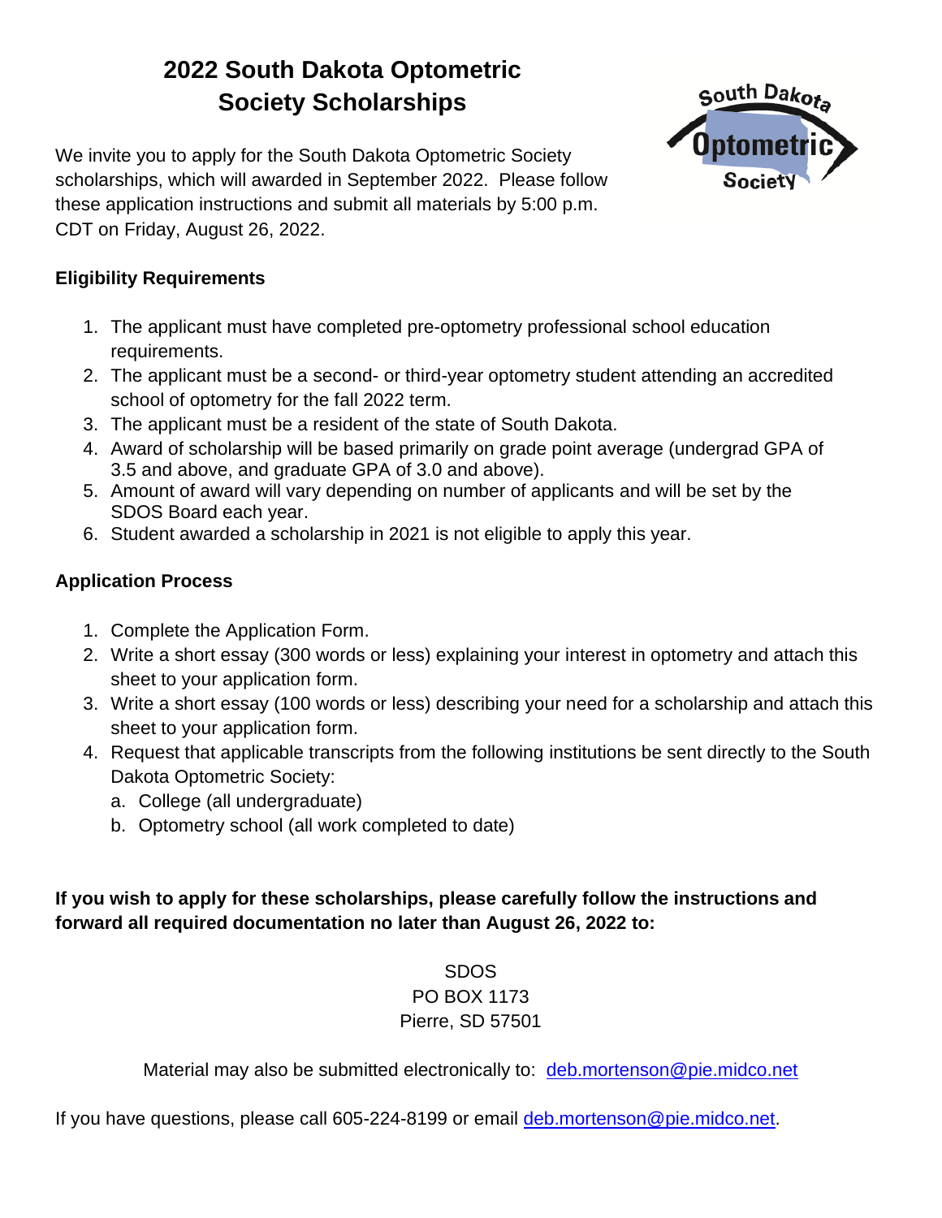# 2022 South Dakota Optometric Society Scholarships

We invite you to apply for the South Dakota Optometric Society scholarships, which will awarded in September 2022. Please follow these application instructions and submit all materials by 5:00 p.m. CDT on Friday, August 26, 2022.

**Eligibility Requirements**

1. The applicant must have completed pre-optometry professional school education requirements.
2. The applicant must be a second- or third-year optometry student attending an accredited school of optometry for the fall 2022 term.
3. The applicant must be a resident of the state of South Dakota.
4. Award of scholarship will be based primarily on grade point average (undergrad GPA of 3.5 and above, and graduate GPA of 3.0 and above).
5. Amount of award will vary depending on number of applicants and will be set by the SDOS Board each year.
6. Student awarded a scholarship in 2021 is not eligible to apply this year.

**Application Process**

1. Complete the Application Form.
2. Write a short essay (300 words or less) explaining your interest in optometry and attach this sheet to your application form.
3. Write a short essay (100 words or less) describing your need for a scholarship and attach this sheet to your application form.
4. Request that applicable transcripts from the following institutions be sent directly to the South Dakota Optometric Society:
   a. College (all undergraduate)
   b. Optometry school (all work completed to date)

**If you wish to apply for these scholarships, please carefully follow the instructions and forward all required documentation no later than August 26, 2022 to:**

SDOS
PO BOX 1173
Pierre, SD 57501

Material may also be submitted electronically to: deb.mortenson@pie.midco.net

If you have questions, please call 605-224-8199 or email deb.mortenson@pie.midco.net.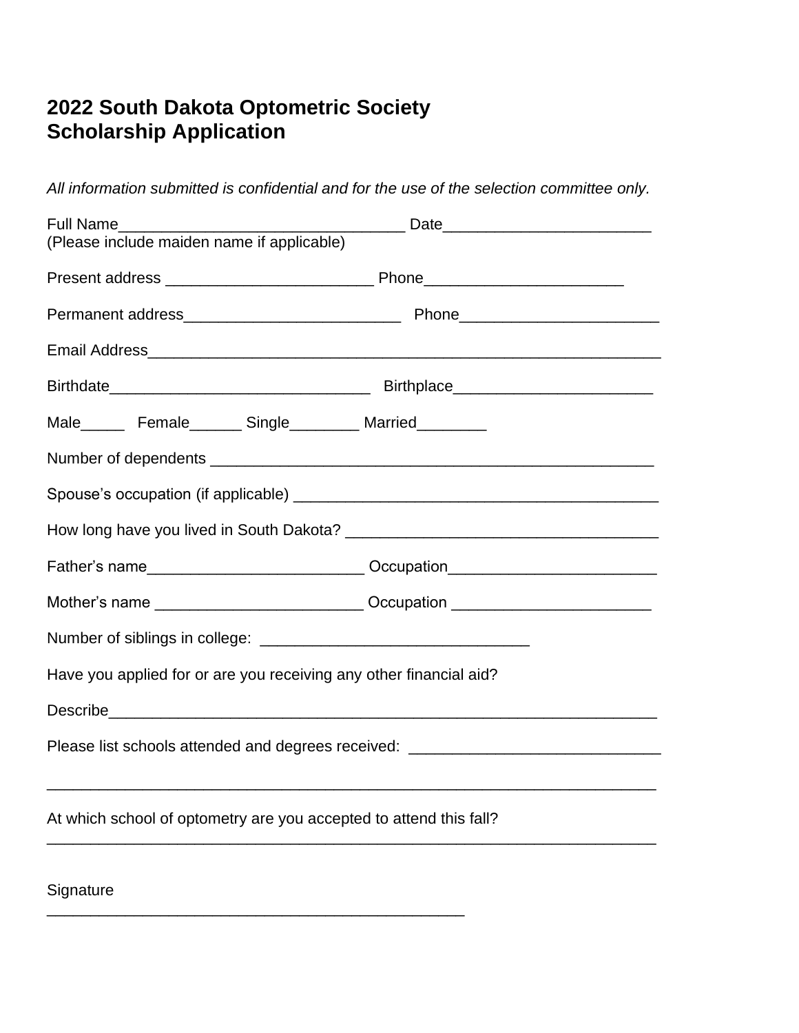# 2022 South Dakota Optometric Society Scholarship Application

*All information submitted is confidential and for the use of the selection committee only.*

Full Name_________________________________ Date________________________
(Please include maiden name if applicable)

Present address ________________________ Phone_______________________

Permanent address_________________________ Phone_______________________

Email Address_____________________________________________________________

Birthdate______________________________ Birthplace_______________________

Male_____ Female______ Single________ Married________

Number of dependents ___________________________________________________

Spouse's occupation (if applicable) __________________________________________

How long have you lived in South Dakota? ____________________________________

Father's name_________________________ Occupation________________________

Mother's name ________________________ Occupation _______________________

Number of siblings in college: _______________________________

Have you applied for or are you receiving any other financial aid?

Describe_______________________________________________________________

Please list schools attended and degrees received: _____________________________

_______________________________________________________________________

At which school of optometry are you accepted to attend this fall?
_______________________________________________________________________

Signature
________________________________________________